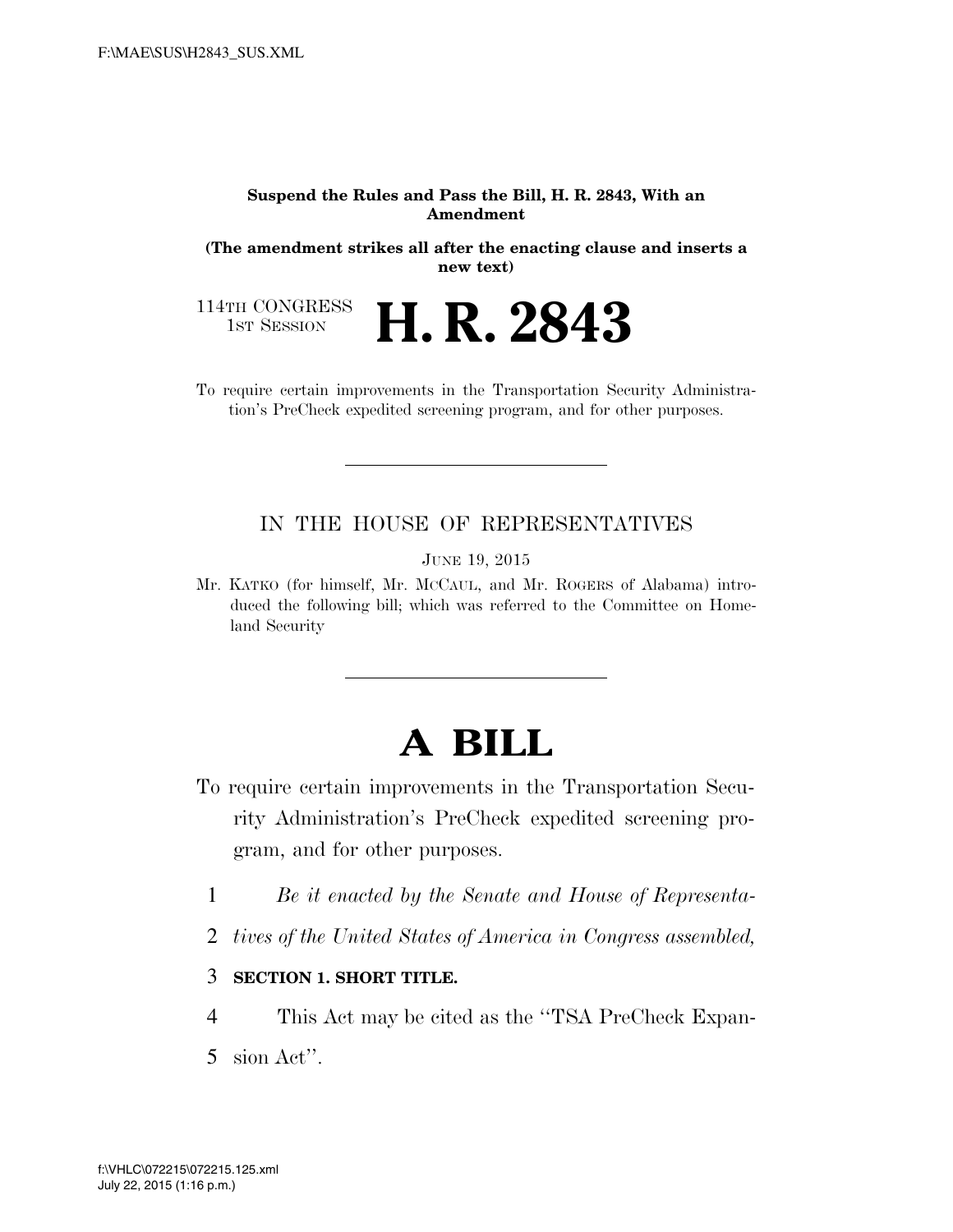**Suspend the Rules and Pass the Bill, H. R. 2843, With an Amendment**

**(The amendment strikes all after the enacting clause and inserts a new text)**

114TH CONGRESS
1ST SESSION

# H. R. 2843

To require certain improvements in the Transportation Security Administration's PreCheck expedited screening program, and for other purposes.

IN THE HOUSE OF REPRESENTATIVES

JUNE 19, 2015

Mr. KATKO (for himself, Mr. MCCAUL, and Mr. ROGERS of Alabama) introduced the following bill; which was referred to the Committee on Homeland Security

# A BILL

To require certain improvements in the Transportation Security Administration's PreCheck expedited screening program, and for other purposes.

1 *Be it enacted by the Senate and House of Representa-*
2 *tives of the United States of America in Congress assembled,*

3 **SECTION 1. SHORT TITLE.**

4 This Act may be cited as the "TSA PreCheck Expan-
5 sion Act".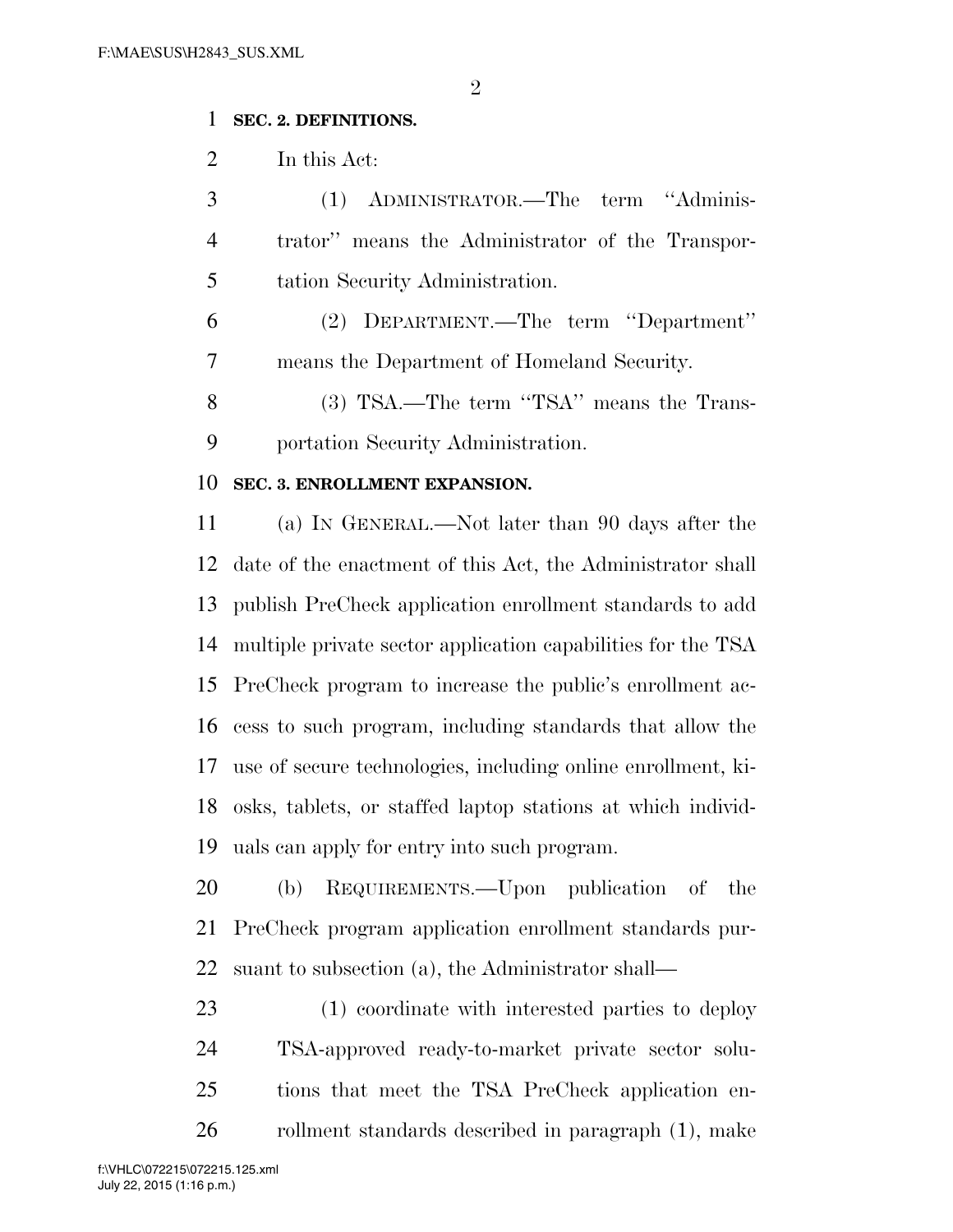**SEC. 2. DEFINITIONS.**

In this Act:

(1) ADMINISTRATOR.—The term "Administrator" means the Administrator of the Transportation Security Administration.

(2) DEPARTMENT.—The term "Department" means the Department of Homeland Security.

(3) TSA.—The term "TSA" means the Transportation Security Administration.

**SEC. 3. ENROLLMENT EXPANSION.**

(a) IN GENERAL.—Not later than 90 days after the date of the enactment of this Act, the Administrator shall publish PreCheck application enrollment standards to add multiple private sector application capabilities for the TSA PreCheck program to increase the public's enrollment access to such program, including standards that allow the use of secure technologies, including online enrollment, kiosks, tablets, or staffed laptop stations at which individuals can apply for entry into such program.

(b) REQUIREMENTS.—Upon publication of the PreCheck program application enrollment standards pursuant to subsection (a), the Administrator shall—

(1) coordinate with interested parties to deploy TSA-approved ready-to-market private sector solutions that meet the TSA PreCheck application enrollment standards described in paragraph (1), make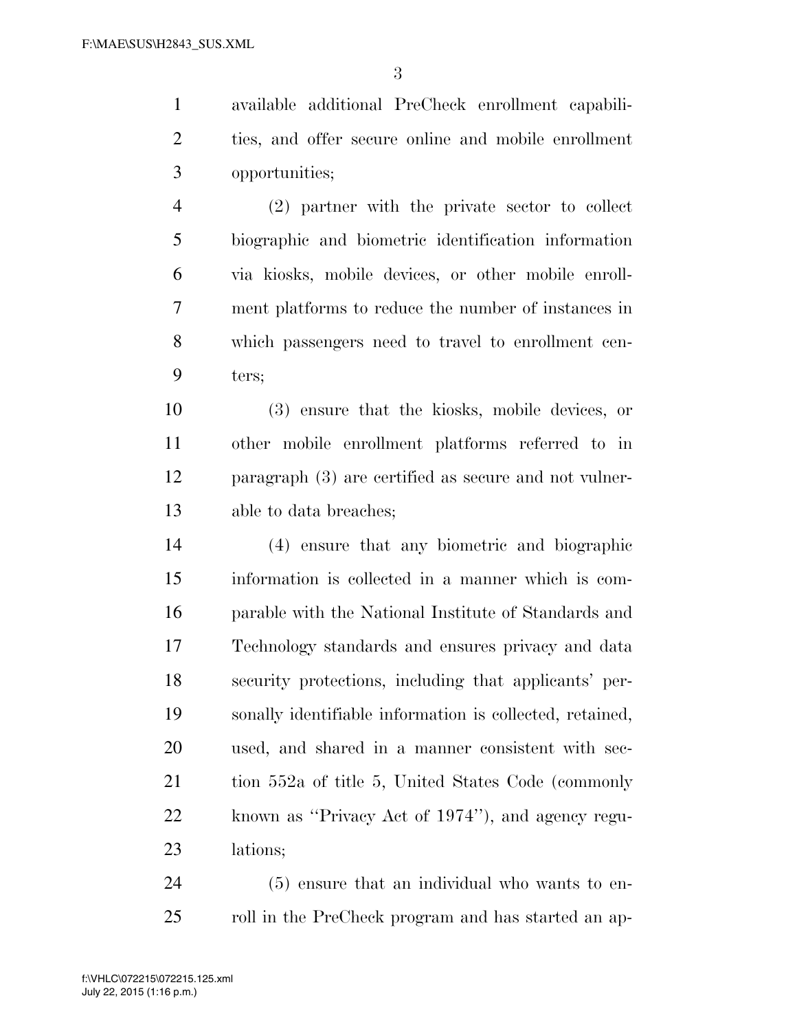available additional PreCheck enrollment capabilities, and offer secure online and mobile enrollment opportunities;

(2) partner with the private sector to collect biographic and biometric identification information via kiosks, mobile devices, or other mobile enrollment platforms to reduce the number of instances in which passengers need to travel to enrollment centers;

(3) ensure that the kiosks, mobile devices, or other mobile enrollment platforms referred to in paragraph (3) are certified as secure and not vulnerable to data breaches;

(4) ensure that any biometric and biographic information is collected in a manner which is comparable with the National Institute of Standards and Technology standards and ensures privacy and data security protections, including that applicants' personally identifiable information is collected, retained, used, and shared in a manner consistent with section 552a of title 5, United States Code (commonly known as "Privacy Act of 1974"), and agency regulations;

(5) ensure that an individual who wants to enroll in the PreCheck program and has started an ap-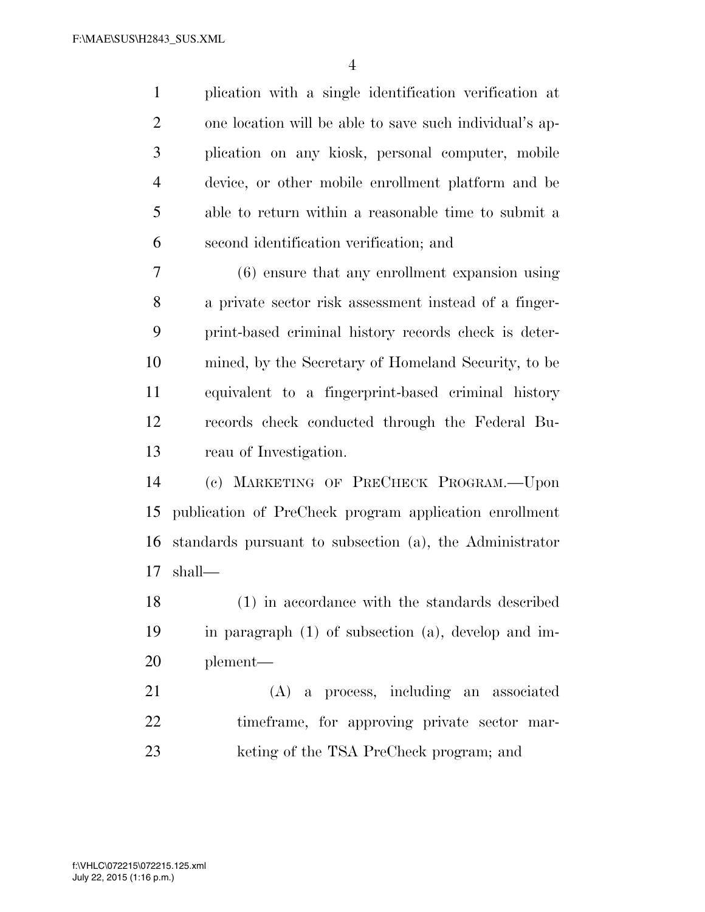plication with a single identification verification at one location will be able to save such individual's application on any kiosk, personal computer, mobile device, or other mobile enrollment platform and be able to return within a reasonable time to submit a second identification verification; and

(6) ensure that any enrollment expansion using a private sector risk assessment instead of a fingerprint-based criminal history records check is determined, by the Secretary of Homeland Security, to be equivalent to a fingerprint-based criminal history records check conducted through the Federal Bureau of Investigation.

(c) MARKETING OF PRECHECK PROGRAM.—Upon publication of PreCheck program application enrollment standards pursuant to subsection (a), the Administrator shall—

(1) in accordance with the standards described in paragraph (1) of subsection (a), develop and implement—

(A) a process, including an associated timeframe, for approving private sector marketing of the TSA PreCheck program; and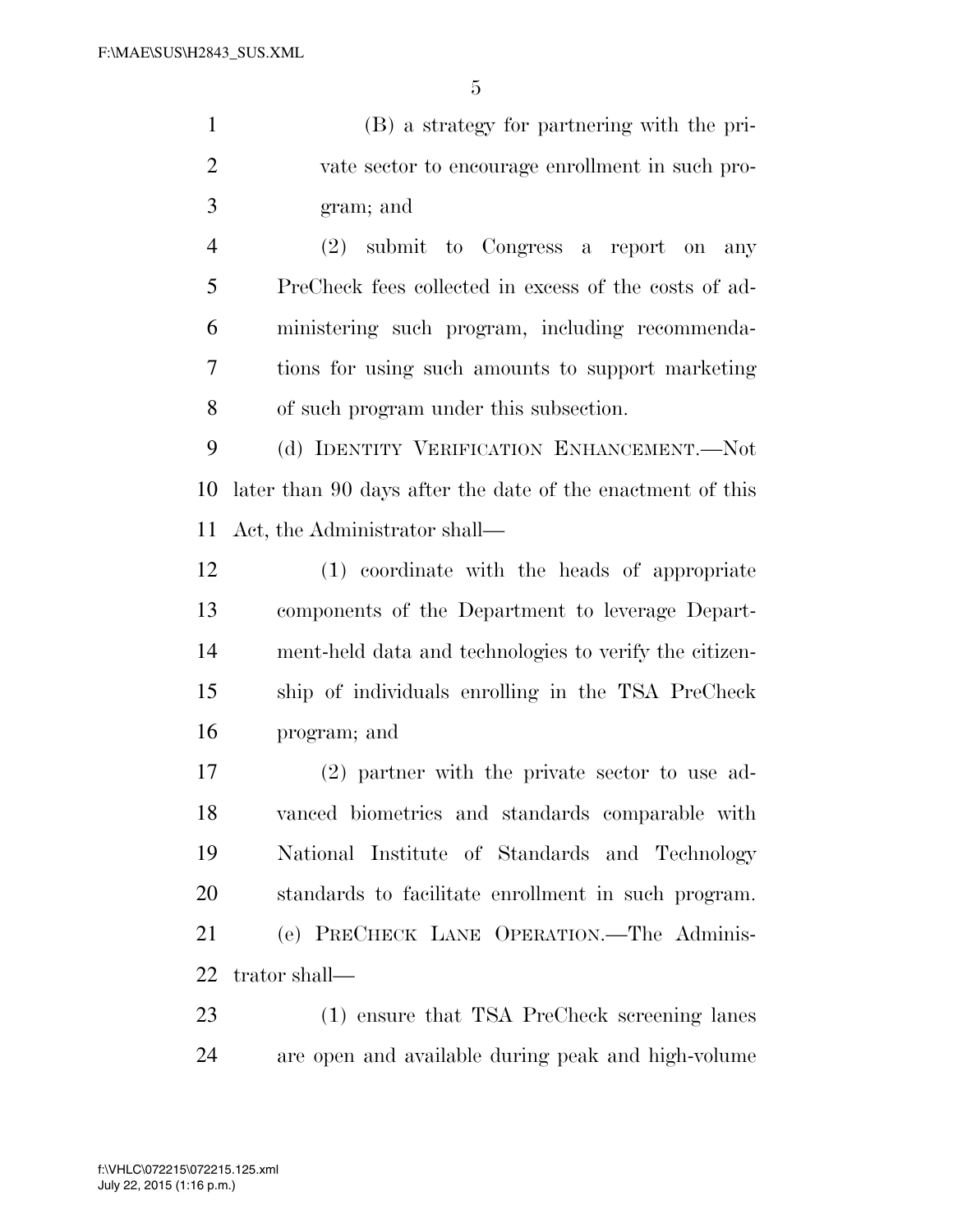(B) a strategy for partnering with the private sector to encourage enrollment in such program; and

(2) submit to Congress a report on any PreCheck fees collected in excess of the costs of administering such program, including recommendations for using such amounts to support marketing of such program under this subsection.

(d) IDENTITY VERIFICATION ENHANCEMENT.—Not later than 90 days after the date of the enactment of this Act, the Administrator shall—

(1) coordinate with the heads of appropriate components of the Department to leverage Department-held data and technologies to verify the citizenship of individuals enrolling in the TSA PreCheck program; and

(2) partner with the private sector to use advanced biometrics and standards comparable with National Institute of Standards and Technology standards to facilitate enrollment in such program.

(e) PRECHECK LANE OPERATION.—The Administrator shall—

(1) ensure that TSA PreCheck screening lanes are open and available during peak and high-volume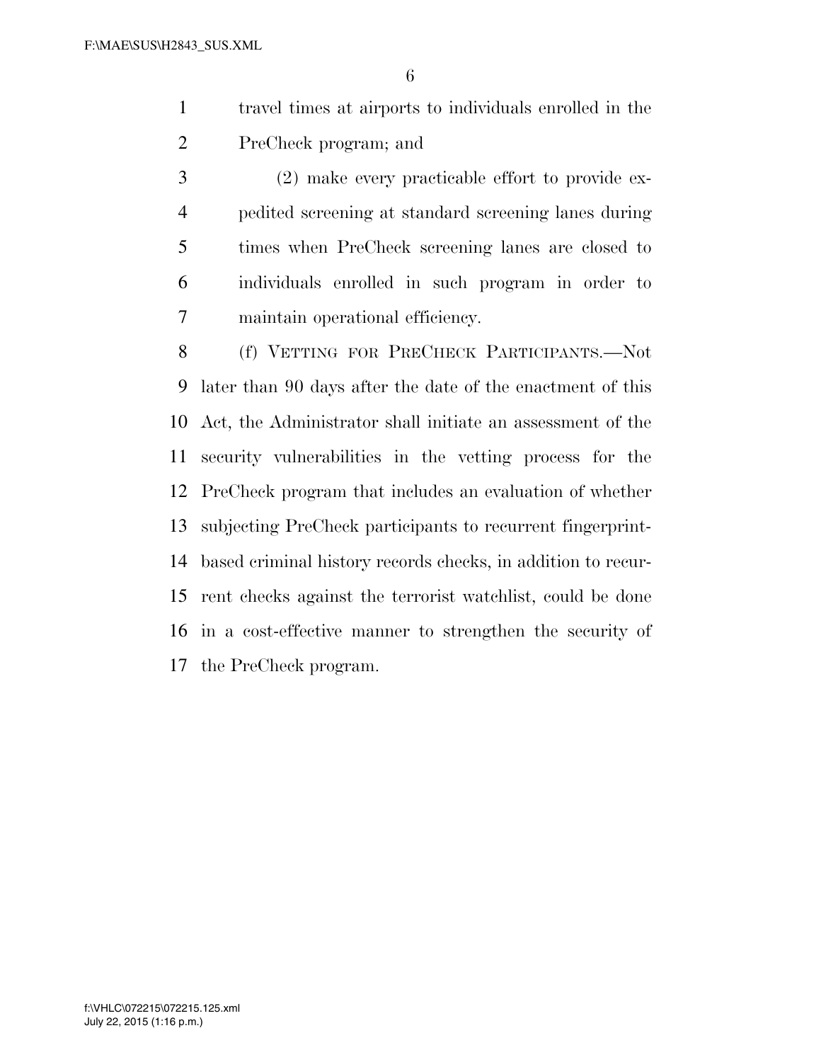travel times at airports to individuals enrolled in the PreCheck program; and

(2) make every practicable effort to provide expedited screening at standard screening lanes during times when PreCheck screening lanes are closed to individuals enrolled in such program in order to maintain operational efficiency.

(f) VETTING FOR PRECHECK PARTICIPANTS.—Not later than 90 days after the date of the enactment of this Act, the Administrator shall initiate an assessment of the security vulnerabilities in the vetting process for the PreCheck program that includes an evaluation of whether subjecting PreCheck participants to recurrent fingerprint-based criminal history records checks, in addition to recurrent checks against the terrorist watchlist, could be done in a cost-effective manner to strengthen the security of the PreCheck program.